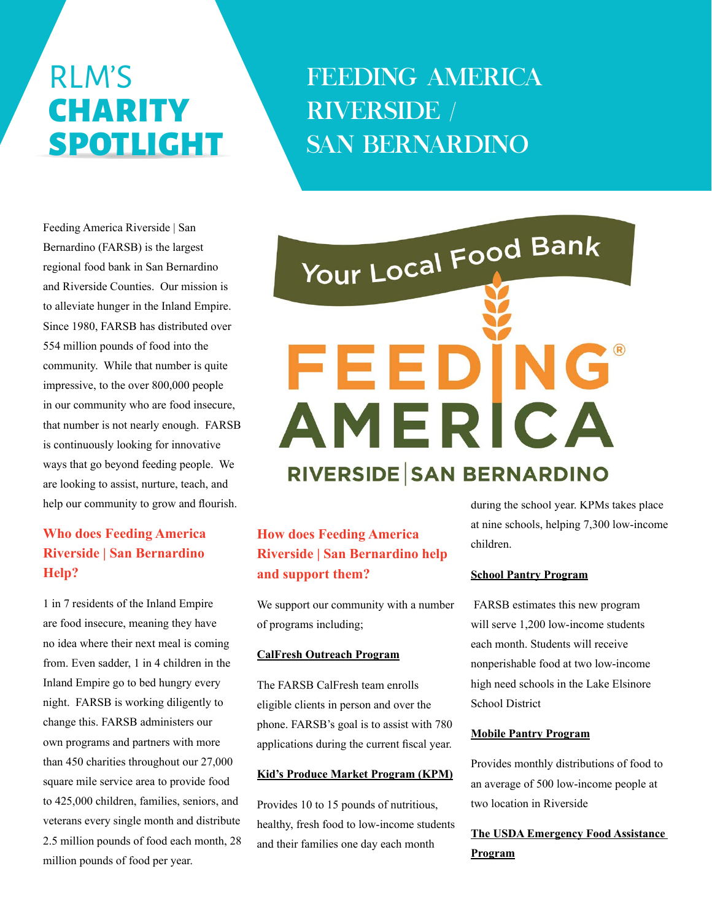# RLM'S CHARITY SPOTLIGHT

# FEEDING AMERICA RIVERSIDE / SAN BERNARDINO

Feeding America Riverside | San Bernardino (FARSB) is the largest regional food bank in San Bernardino and Riverside Counties. Our mission is to alleviate hunger in the Inland Empire. Since 1980, FARSB has distributed over 554 million pounds of food into the community. While that number is quite impressive, to the over 800,000 people in our community who are food insecure, that number is not nearly enough. FARSB is continuously looking for innovative ways that go beyond feeding people. We are looking to assist, nurture, teach, and help our community to grow and flourish.

## Who does Feeding America Riverside | San Bernardino Help?

1 in 7 residents of the Inland Empire are food insecure, meaning they have no idea where their next meal is coming from. Even sadder, 1 in 4 children in the Inland Empire go to bed hungry every night. FARSB is working diligently to change this. FARSB administers our own programs and partners with more than 450 charities throughout our 27,000 square mile service area to provide food to 425,000 children, families, seniors, and veterans every single month and distribute 2.5 million pounds of food each month, 28 million pounds of food per year.

## How does Feeding America Riverside | San Bernardino help and support them?

We support our community with a number of programs including;

**CalFresh Outreach Program**

The FARSB CalFresh team enrolls eligible clients in person and over the phone. FARSB's goal is to assist with 780 applications during the current fiscal year.

**Kid's Produce Market Program (KPM)**

Provides 10 to 15 pounds of nutritious, healthy, fresh food to low-income students and their families one day each month during the school year. KPMs takes place at nine schools, helping 7,300 low-income children.

**School Pantry Program**

FARSB estimates this new program will serve 1,200 low-income students each month. Students will receive nonperishable food at two low-income high need schools in the Lake Elsinore School District

**Mobile Pantry Program**

Provides monthly distributions of food to an average of 500 low-income people at two location in Riverside

**The USDA Emergency Food Assistance Program**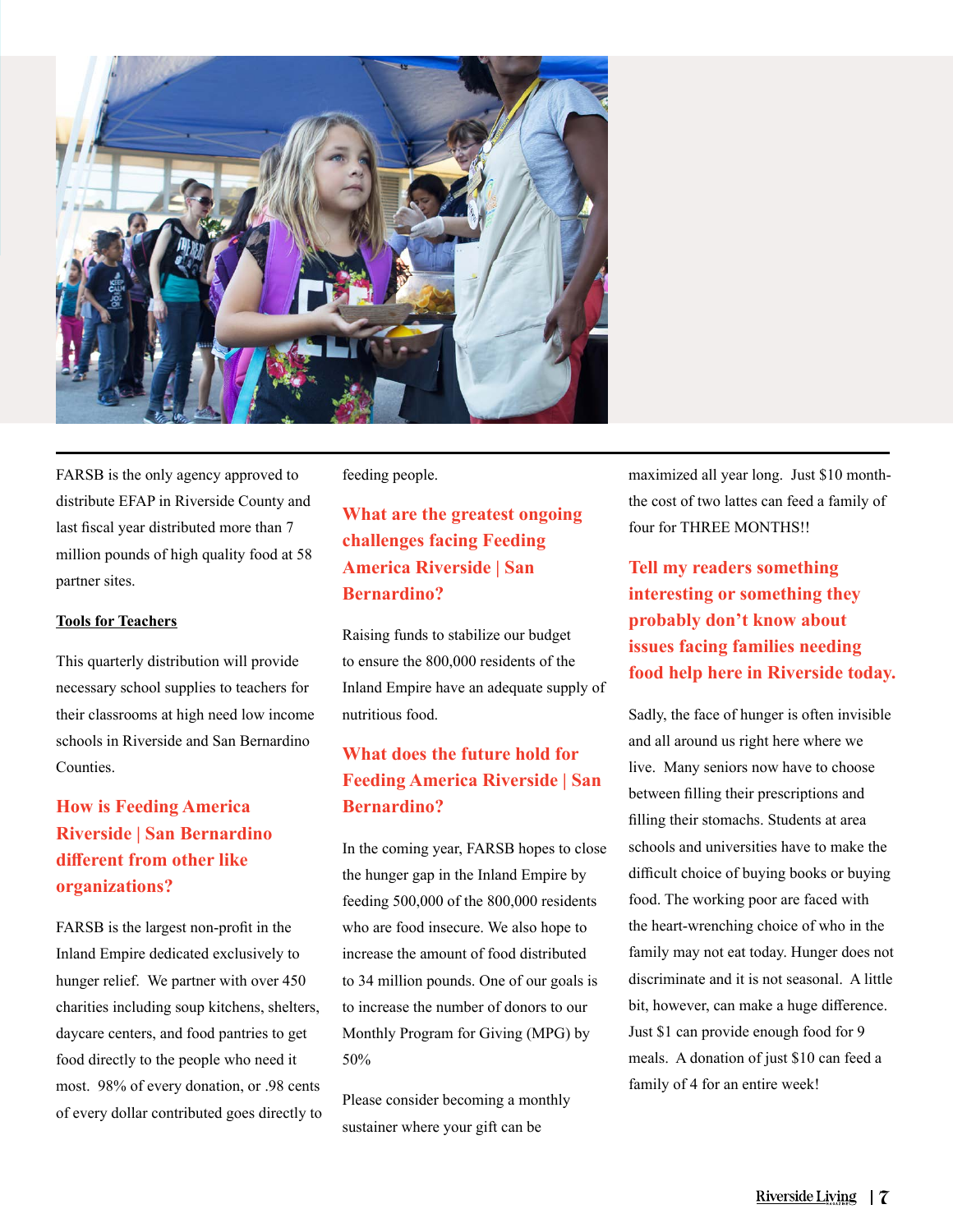FARSB is the only agency approved to distribute EFAP in Riverside County and last fiscal year distributed more than 7 million pounds of high quality food at 58 partner sites.

**Tools for Teachers**

This quarterly distribution will provide necessary school supplies to teachers for their classrooms at high need low income schools in Riverside and San Bernardino Counties.

### How is Feeding America Riverside | San Bernardino different from other like organizations?

FARSB is the largest non-profit in the Inland Empire dedicated exclusively to hunger relief. We partner with over 450 charities including soup kitchens, shelters, daycare centers, and food pantries to get food directly to the people who need it most. 98% of every donation, or .98 cents of every dollar contributed goes directly to feeding people.

### What are the greatest ongoing challenges facing Feeding America Riverside | San Bernardino?

Raising funds to stabilize our budget to ensure the 800,000 residents of the Inland Empire have an adequate supply of nutritious food.

### What does the future hold for Feeding America Riverside | San Bernardino?

In the coming year, FARSB hopes to close the hunger gap in the Inland Empire by feeding 500,000 of the 800,000 residents who are food insecure. We also hope to increase the amount of food distributed to 34 million pounds. One of our goals is to increase the number of donors to our Monthly Program for Giving (MPG) by 50%

Please consider becoming a monthly sustainer where your gift can be maximized all year long. Just $10 month-the cost of two lattes can feed a family of four for THREE MONTHS!!

### Tell my readers something interesting or something they probably don't know about issues facing families needing food help here in Riverside today.

Sadly, the face of hunger is often invisible and all around us right here where we live. Many seniors now have to choose between filling their prescriptions and filling their stomachs. Students at area schools and universities have to make the difficult choice of buying books or buying food. The working poor are faced with the heart-wrenching choice of who in the family may not eat today. Hunger does not discriminate and it is not seasonal. A little bit, however, can make a huge difference. Just $1 can provide enough food for 9 meals. A donation of just $10 can feed a family of 4 for an entire week!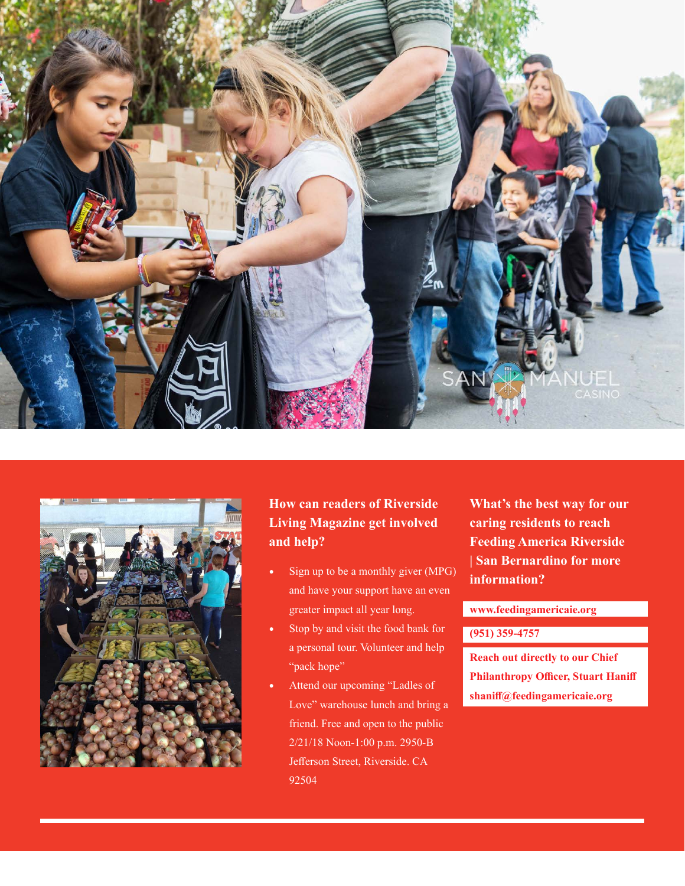### How can readers of Riverside Living Magazine get involved and help?

- Sign up to be a monthly giver (MPG) and have your support have an even greater impact all year long.
- Stop by and visit the food bank for a personal tour. Volunteer and help "pack hope"
- Attend our upcoming "Ladles of Love" warehouse lunch and bring a friend. Free and open to the public 2/21/18 Noon-1:00 p.m. 2950-B Jefferson Street, Riverside. CA 92504

### What's the best way for our caring residents to reach Feeding America Riverside | San Bernardino for more information?

**www.feedingamericaie.org**

**(951) 359-4757**

**Reach out directly to our Chief Philanthropy Officer, Stuart Haniff shaniff@feedingamericaie.org**